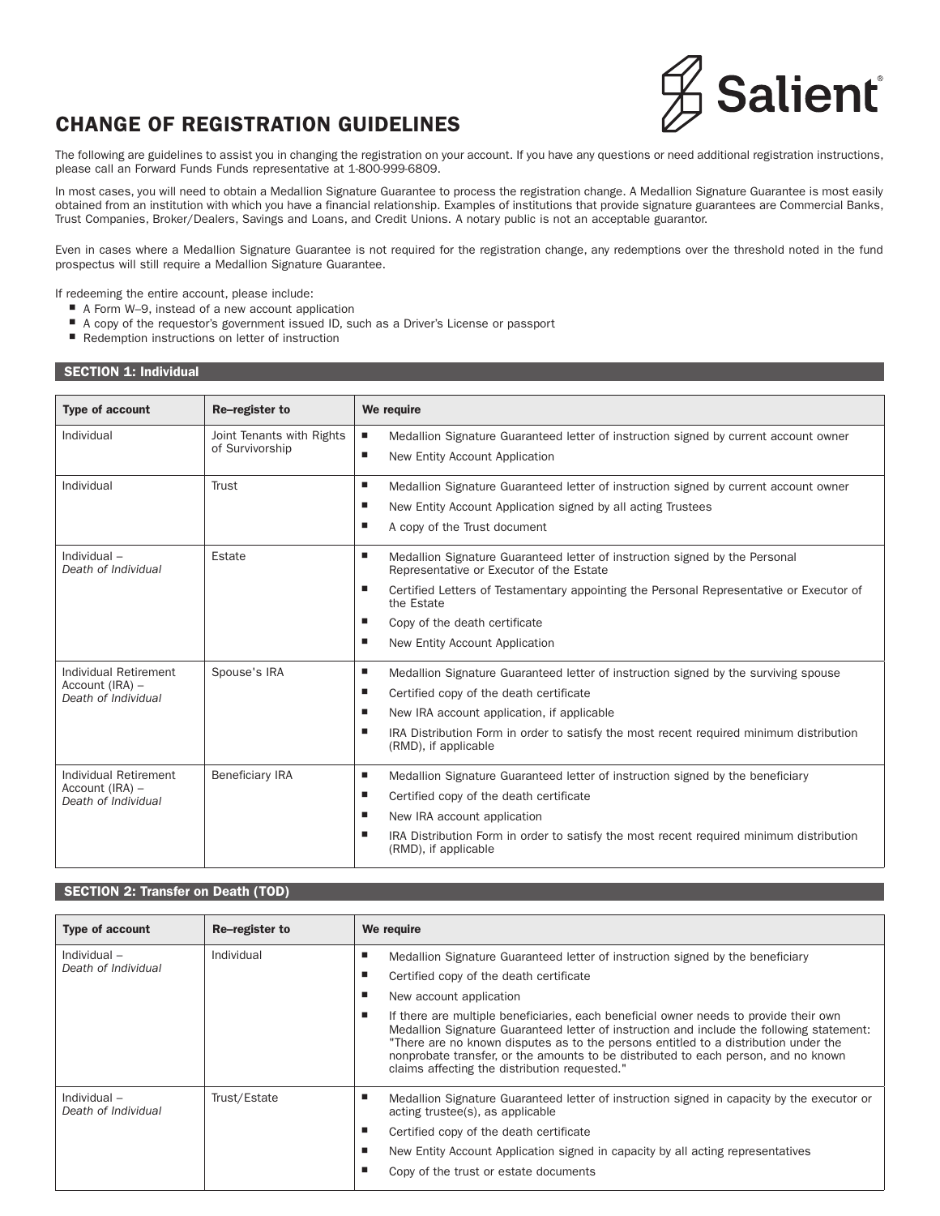# CHANGE OF REGISTRATION GUIDELINES

The following are guidelines to assist you in changing the registration on your account. If you have any questions or need additional registration instructions, please call an Forward Funds Funds representative at 1-800-999-6809.

In most cases, you will need to obtain a Medallion Signature Guarantee to process the registration change. A Medallion Signature Guarantee is most easily obtained from an institution with which you have a financial relationship. Examples of institutions that provide signature guarantees are Commercial Banks, Trust Companies, Broker/Dealers, Savings and Loans, and Credit Unions. A notary public is not an acceptable guarantor.

Even in cases where a Medallion Signature Guarantee is not required for the registration change, any redemptions over the threshold noted in the fund prospectus will still require a Medallion Signature Guarantee.

If redeeming the entire account, please include:

- A Form W–9, instead of a new account application
- A copy of the requestor's government issued ID, such as a Driver's License or passport
- Redemption instructions on letter of instruction

## SECTION 1: Individual

| Type of account | Re–register to | We require |
|---|---|---|
| Individual | Joint Tenants with Rights of Survivorship | ■ Medallion Signature Guaranteed letter of instruction signed by current account owner<br>■ New Entity Account Application |
| Individual | Trust | ■ Medallion Signature Guaranteed letter of instruction signed by current account owner<br>■ New Entity Account Application signed by all acting Trustees<br>■ A copy of the Trust document |
| Individual – *Death of Individual* | Estate | ■ Medallion Signature Guaranteed letter of instruction signed by the Personal Representative or Executor of the Estate<br>■ Certified Letters of Testamentary appointing the Personal Representative or Executor of the Estate<br>■ Copy of the death certificate<br>■ New Entity Account Application |
| Individual Retirement Account (IRA) – *Death of Individual* | Spouse's IRA | ■ Medallion Signature Guaranteed letter of instruction signed by the surviving spouse<br>■ Certified copy of the death certificate<br>■ New IRA account application, if applicable<br>■ IRA Distribution Form in order to satisfy the most recent required minimum distribution (RMD), if applicable |
| Individual Retirement Account (IRA) – *Death of Individual* | Beneficiary IRA | ■ Medallion Signature Guaranteed letter of instruction signed by the beneficiary<br>■ Certified copy of the death certificate<br>■ New IRA account application<br>■ IRA Distribution Form in order to satisfy the most recent required minimum distribution (RMD), if applicable |

## SECTION 2: Transfer on Death (TOD)

| Type of account | Re–register to | We require |
|---|---|---|
| Individual – *Death of Individual* | Individual | ■ Medallion Signature Guaranteed letter of instruction signed by the beneficiary<br>■ Certified copy of the death certificate<br>■ New account application<br>■ If there are multiple beneficiaries, each beneficial owner needs to provide their own Medallion Signature Guaranteed letter of instruction and include the following statement: "There are no known disputes as to the persons entitled to a distribution under the nonprobate transfer, or the amounts to be distributed to each person, and no known claims affecting the distribution requested." |
| Individual – *Death of Individual* | Trust/Estate | ■ Medallion Signature Guaranteed letter of instruction signed in capacity by the executor or acting trustee(s), as applicable<br>■ Certified copy of the death certificate<br>■ New Entity Account Application signed in capacity by all acting representatives<br>■ Copy of the trust or estate documents |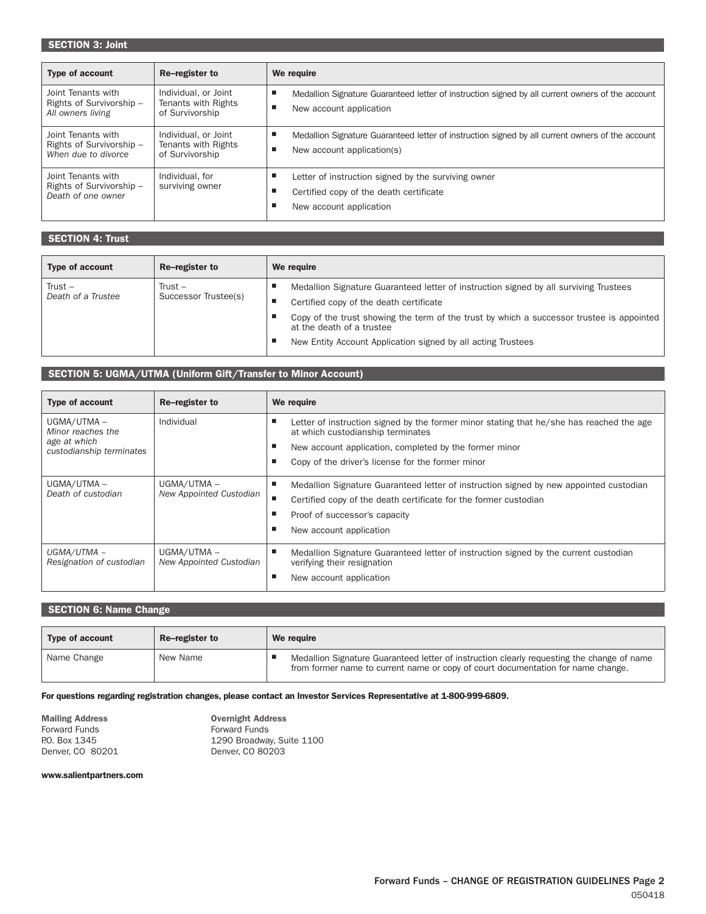## SECTION 3: Joint

| Type of account | Re–register to | We require |
|---|---|---|
| Joint Tenants with Rights of Survivorship – *All owners living* | Individual, or Joint Tenants with Rights of Survivorship | ■ Medallion Signature Guaranteed letter of instruction signed by all current owners of the account<br>■ New account application |
| Joint Tenants with Rights of Survivorship – *When due to divorce* | Individual, or Joint Tenants with Rights of Survivorship | ■ Medallion Signature Guaranteed letter of instruction signed by all current owners of the account<br>■ New account application(s) |
| Joint Tenants with Rights of Survivorship – *Death of one owner* | Individual, for surviving owner | ■ Letter of instruction signed by the surviving owner<br>■ Certified copy of the death certificate<br>■ New account application |

## SECTION 4: Trust

| Type of account | Re–register to | We require |
|---|---|---|
| Trust – *Death of a Trustee* | Trust – Successor Trustee(s) | ■ Medallion Signature Guaranteed letter of instruction signed by all surviving Trustees<br>■ Certified copy of the death certificate<br>■ Copy of the trust showing the term of the trust by which a successor trustee is appointed at the death of a trustee<br>■ New Entity Account Application signed by all acting Trustees |

## SECTION 5: UGMA/UTMA (Uniform Gift/Transfer to Minor Account)

| Type of account | Re–register to | We require |
|---|---|---|
| UGMA/UTMA – *Minor reaches the age at which custodianship terminates* | Individual | ■ Letter of instruction signed by the former minor stating that he/she has reached the age at which custodianship terminates<br>■ New account application, completed by the former minor<br>■ Copy of the driver's license for the former minor |
| UGMA/UTMA – *Death of custodian* | UGMA/UTMA – *New Appointed Custodian* | ■ Medallion Signature Guaranteed letter of instruction signed by new appointed custodian<br>■ Certified copy of the death certificate for the former custodian<br>■ Proof of successor's capacity<br>■ New account application |
| *UGMA/UTMA – Resignation of custodian* | UGMA/UTMA – *New Appointed Custodian* | ■ Medallion Signature Guaranteed letter of instruction signed by the current custodian verifying their resignation<br>■ New account application |

## SECTION 6: Name Change

| Type of account | Re–register to | We require |
|---|---|---|
| Name Change | New Name | ■ Medallion Signature Guaranteed letter of instruction clearly requesting the change of name from former name to current name or copy of court documentation for name change. |

**For questions regarding registration changes, please contact an Investor Services Representative at 1-800-999-6809.**

**Mailing Address**
Forward Funds
P.O. Box 1345
Denver, CO 80201

**Overnight Address**
Forward Funds
1290 Broadway, Suite 1100
Denver, CO 80203

**www.salientpartners.com**

050418